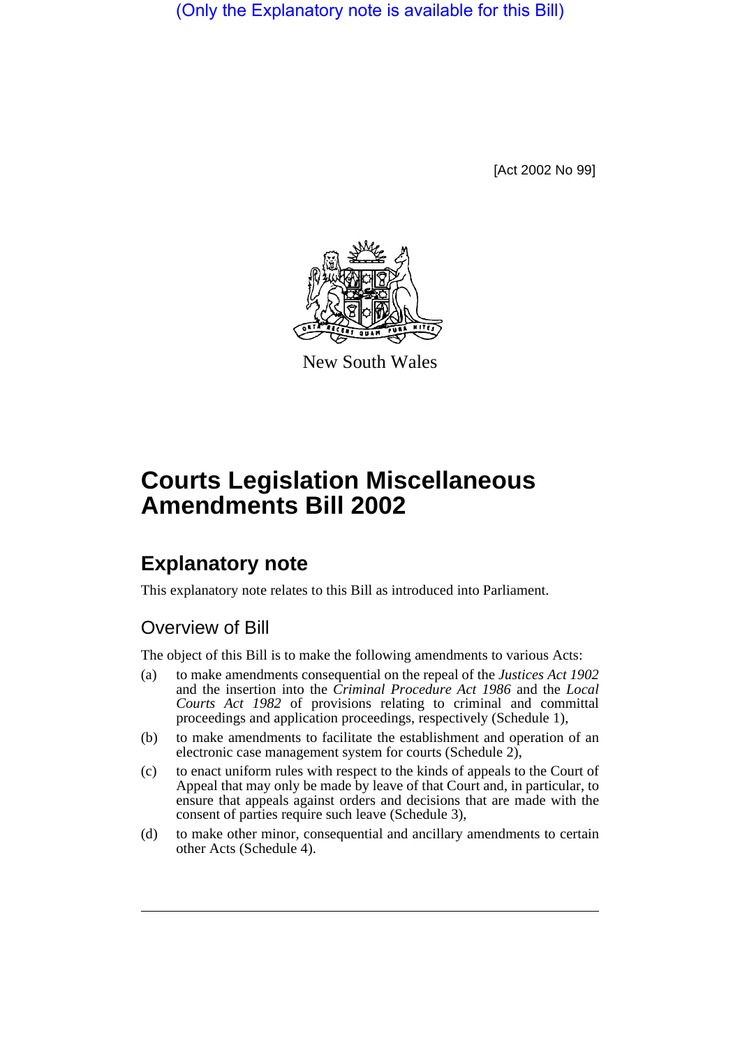(Only the Explanatory note is available for this Bill)

[Act 2002 No 99]

New South Wales

# Courts Legislation Miscellaneous Amendments Bill 2002

## Explanatory note

This explanatory note relates to this Bill as introduced into Parliament.

### Overview of Bill

The object of this Bill is to make the following amendments to various Acts:

(a) to make amendments consequential on the repeal of the *Justices Act 1902* and the insertion into the *Criminal Procedure Act 1986* and the *Local Courts Act 1982* of provisions relating to criminal and committal proceedings and application proceedings, respectively (Schedule 1),

(b) to make amendments to facilitate the establishment and operation of an electronic case management system for courts (Schedule 2),

(c) to enact uniform rules with respect to the kinds of appeals to the Court of Appeal that may only be made by leave of that Court and, in particular, to ensure that appeals against orders and decisions that are made with the consent of parties require such leave (Schedule 3),

(d) to make other minor, consequential and ancillary amendments to certain other Acts (Schedule 4).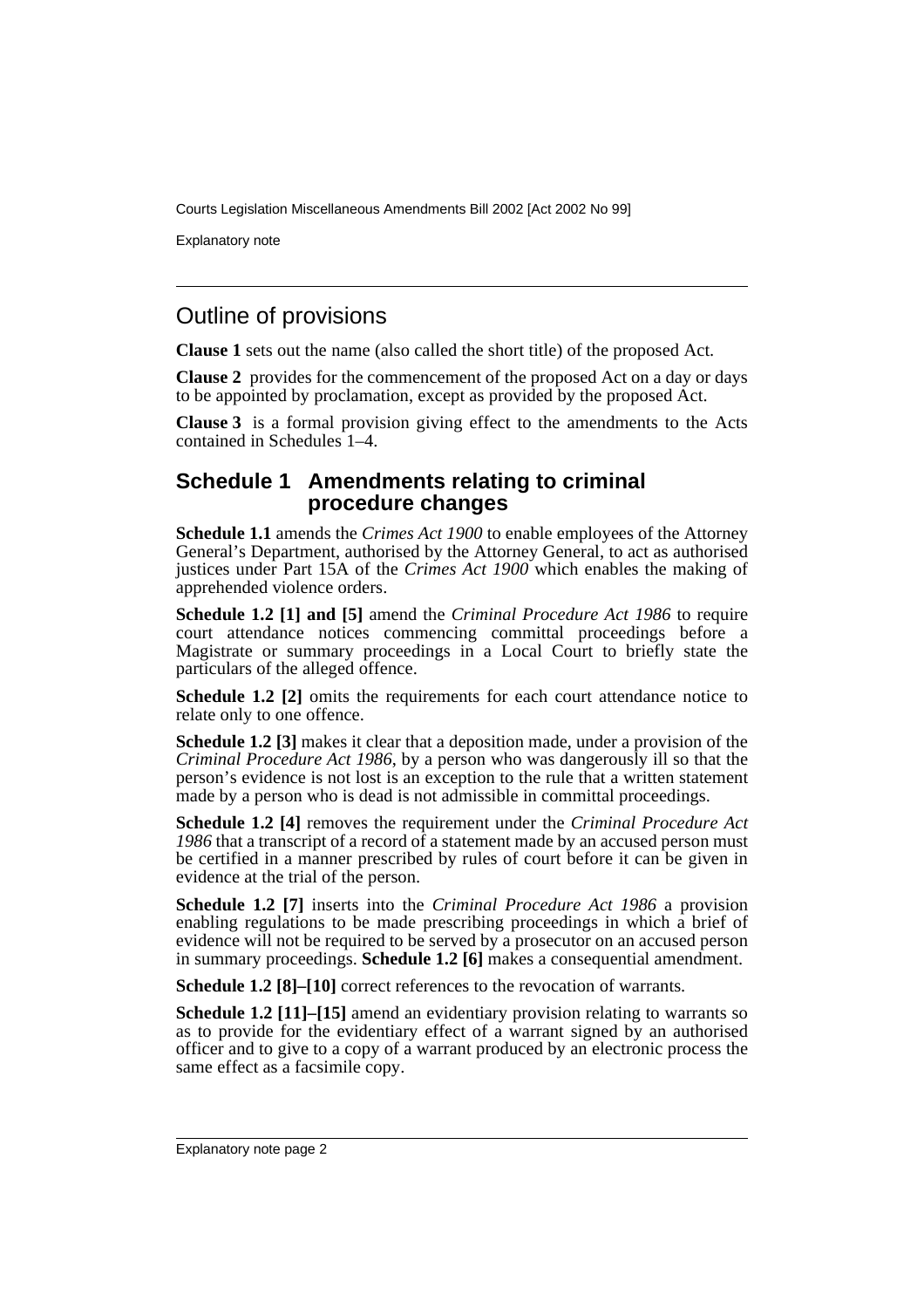## Outline of provisions

**Clause 1** sets out the name (also called the short title) of the proposed Act.

**Clause 2** provides for the commencement of the proposed Act on a day or days to be appointed by proclamation, except as provided by the proposed Act.

**Clause 3** is a formal provision giving effect to the amendments to the Acts contained in Schedules 1–4.

### Schedule 1 Amendments relating to criminal procedure changes

**Schedule 1.1** amends the *Crimes Act 1900* to enable employees of the Attorney General's Department, authorised by the Attorney General, to act as authorised justices under Part 15A of the *Crimes Act 1900* which enables the making of apprehended violence orders.

**Schedule 1.2 [1] and [5]** amend the *Criminal Procedure Act 1986* to require court attendance notices commencing committal proceedings before a Magistrate or summary proceedings in a Local Court to briefly state the particulars of the alleged offence.

**Schedule 1.2 [2]** omits the requirements for each court attendance notice to relate only to one offence.

**Schedule 1.2 [3]** makes it clear that a deposition made, under a provision of the *Criminal Procedure Act 1986*, by a person who was dangerously ill so that the person's evidence is not lost is an exception to the rule that a written statement made by a person who is dead is not admissible in committal proceedings.

**Schedule 1.2 [4]** removes the requirement under the *Criminal Procedure Act 1986* that a transcript of a record of a statement made by an accused person must be certified in a manner prescribed by rules of court before it can be given in evidence at the trial of the person.

**Schedule 1.2 [7]** inserts into the *Criminal Procedure Act 1986* a provision enabling regulations to be made prescribing proceedings in which a brief of evidence will not be required to be served by a prosecutor on an accused person in summary proceedings. **Schedule 1.2 [6]** makes a consequential amendment.

**Schedule 1.2 [8]–[10]** correct references to the revocation of warrants.

**Schedule 1.2 [11]–[15]** amend an evidentiary provision relating to warrants so as to provide for the evidentiary effect of a warrant signed by an authorised officer and to give to a copy of a warrant produced by an electronic process the same effect as a facsimile copy.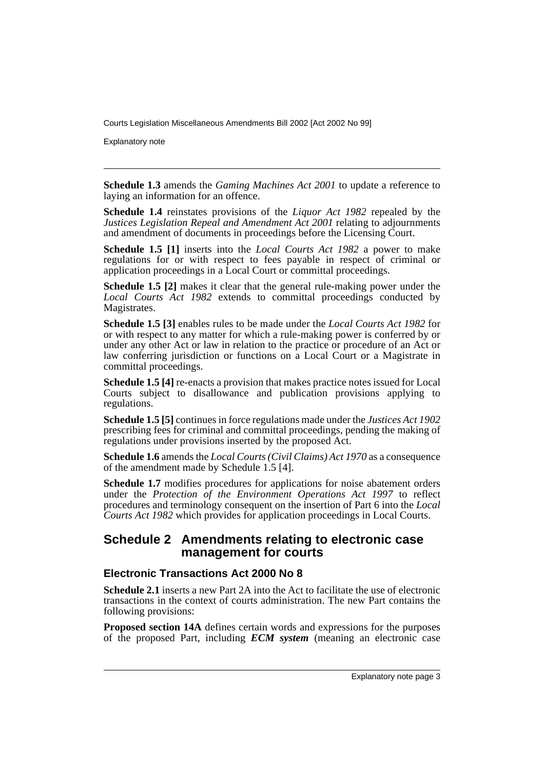**Schedule 1.3** amends the *Gaming Machines Act 2001* to update a reference to laying an information for an offence.

**Schedule 1.4** reinstates provisions of the *Liquor Act 1982* repealed by the *Justices Legislation Repeal and Amendment Act 2001* relating to adjournments and amendment of documents in proceedings before the Licensing Court.

**Schedule 1.5 [1]** inserts into the *Local Courts Act 1982* a power to make regulations for or with respect to fees payable in respect of criminal or application proceedings in a Local Court or committal proceedings.

**Schedule 1.5 [2]** makes it clear that the general rule-making power under the *Local Courts Act 1982* extends to committal proceedings conducted by Magistrates.

**Schedule 1.5 [3]** enables rules to be made under the *Local Courts Act 1982* for or with respect to any matter for which a rule-making power is conferred by or under any other Act or law in relation to the practice or procedure of an Act or law conferring jurisdiction or functions on a Local Court or a Magistrate in committal proceedings.

**Schedule 1.5 [4]** re-enacts a provision that makes practice notes issued for Local Courts subject to disallowance and publication provisions applying to regulations.

**Schedule 1.5 [5]** continues in force regulations made under the *Justices Act 1902* prescribing fees for criminal and committal proceedings, pending the making of regulations under provisions inserted by the proposed Act.

**Schedule 1.6** amends the *Local Courts (Civil Claims) Act 1970* as a consequence of the amendment made by Schedule 1.5 [4].

**Schedule 1.7** modifies procedures for applications for noise abatement orders under the *Protection of the Environment Operations Act 1997* to reflect procedures and terminology consequent on the insertion of Part 6 into the *Local Courts Act 1982* which provides for application proceedings in Local Courts.

## Schedule 2 Amendments relating to electronic case management for courts

### Electronic Transactions Act 2000 No 8

**Schedule 2.1** inserts a new Part 2A into the Act to facilitate the use of electronic transactions in the context of courts administration. The new Part contains the following provisions:

**Proposed section 14A** defines certain words and expressions for the purposes of the proposed Part, including ***ECM system*** (meaning an electronic case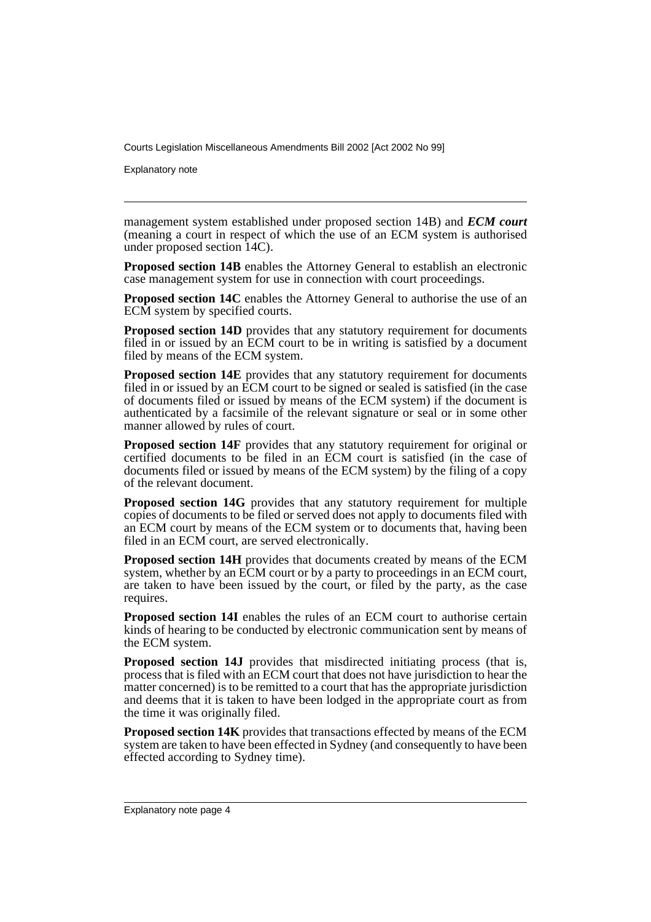management system established under proposed section 14B) and ***ECM court*** (meaning a court in respect of which the use of an ECM system is authorised under proposed section 14C).

**Proposed section 14B** enables the Attorney General to establish an electronic case management system for use in connection with court proceedings.

**Proposed section 14C** enables the Attorney General to authorise the use of an ECM system by specified courts.

**Proposed section 14D** provides that any statutory requirement for documents filed in or issued by an ECM court to be in writing is satisfied by a document filed by means of the ECM system.

**Proposed section 14E** provides that any statutory requirement for documents filed in or issued by an ECM court to be signed or sealed is satisfied (in the case of documents filed or issued by means of the ECM system) if the document is authenticated by a facsimile of the relevant signature or seal or in some other manner allowed by rules of court.

**Proposed section 14F** provides that any statutory requirement for original or certified documents to be filed in an ECM court is satisfied (in the case of documents filed or issued by means of the ECM system) by the filing of a copy of the relevant document.

**Proposed section 14G** provides that any statutory requirement for multiple copies of documents to be filed or served does not apply to documents filed with an ECM court by means of the ECM system or to documents that, having been filed in an ECM court, are served electronically.

**Proposed section 14H** provides that documents created by means of the ECM system, whether by an ECM court or by a party to proceedings in an ECM court, are taken to have been issued by the court, or filed by the party, as the case requires.

**Proposed section 14I** enables the rules of an ECM court to authorise certain kinds of hearing to be conducted by electronic communication sent by means of the ECM system.

**Proposed section 14J** provides that misdirected initiating process (that is, process that is filed with an ECM court that does not have jurisdiction to hear the matter concerned) is to be remitted to a court that has the appropriate jurisdiction and deems that it is taken to have been lodged in the appropriate court as from the time it was originally filed.

**Proposed section 14K** provides that transactions effected by means of the ECM system are taken to have been effected in Sydney (and consequently to have been effected according to Sydney time).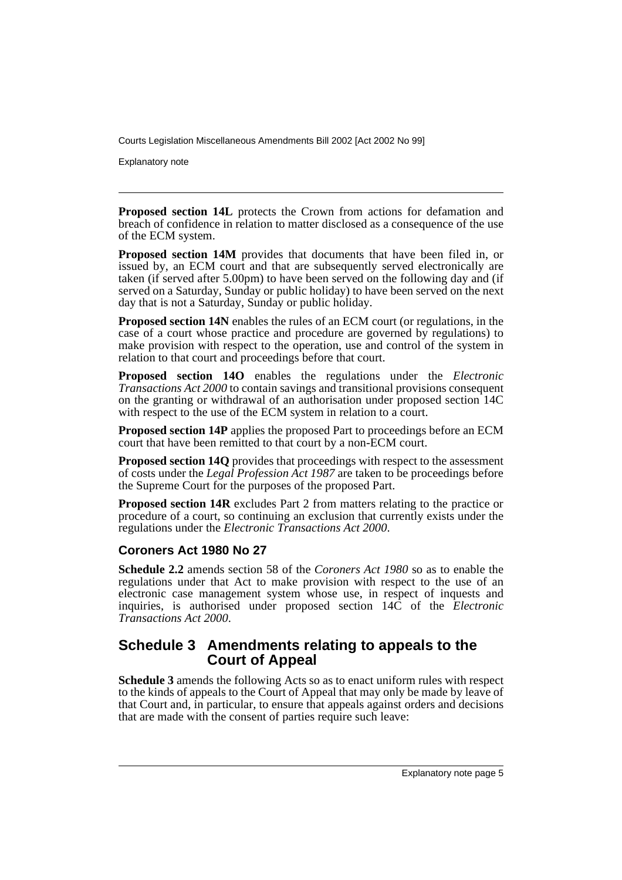**Proposed section 14L** protects the Crown from actions for defamation and breach of confidence in relation to matter disclosed as a consequence of the use of the ECM system.

**Proposed section 14M** provides that documents that have been filed in, or issued by, an ECM court and that are subsequently served electronically are taken (if served after 5.00pm) to have been served on the following day and (if served on a Saturday, Sunday or public holiday) to have been served on the next day that is not a Saturday, Sunday or public holiday.

**Proposed section 14N** enables the rules of an ECM court (or regulations, in the case of a court whose practice and procedure are governed by regulations) to make provision with respect to the operation, use and control of the system in relation to that court and proceedings before that court.

**Proposed section 14O** enables the regulations under the *Electronic Transactions Act 2000* to contain savings and transitional provisions consequent on the granting or withdrawal of an authorisation under proposed section 14C with respect to the use of the ECM system in relation to a court.

**Proposed section 14P** applies the proposed Part to proceedings before an ECM court that have been remitted to that court by a non-ECM court.

**Proposed section 14Q** provides that proceedings with respect to the assessment of costs under the *Legal Profession Act 1987* are taken to be proceedings before the Supreme Court for the purposes of the proposed Part.

**Proposed section 14R** excludes Part 2 from matters relating to the practice or procedure of a court, so continuing an exclusion that currently exists under the regulations under the *Electronic Transactions Act 2000*.

### Coroners Act 1980 No 27

**Schedule 2.2** amends section 58 of the *Coroners Act 1980* so as to enable the regulations under that Act to make provision with respect to the use of an electronic case management system whose use, in respect of inquests and inquiries, is authorised under proposed section 14C of the *Electronic Transactions Act 2000*.

## Schedule 3 Amendments relating to appeals to the Court of Appeal

**Schedule 3** amends the following Acts so as to enact uniform rules with respect to the kinds of appeals to the Court of Appeal that may only be made by leave of that Court and, in particular, to ensure that appeals against orders and decisions that are made with the consent of parties require such leave: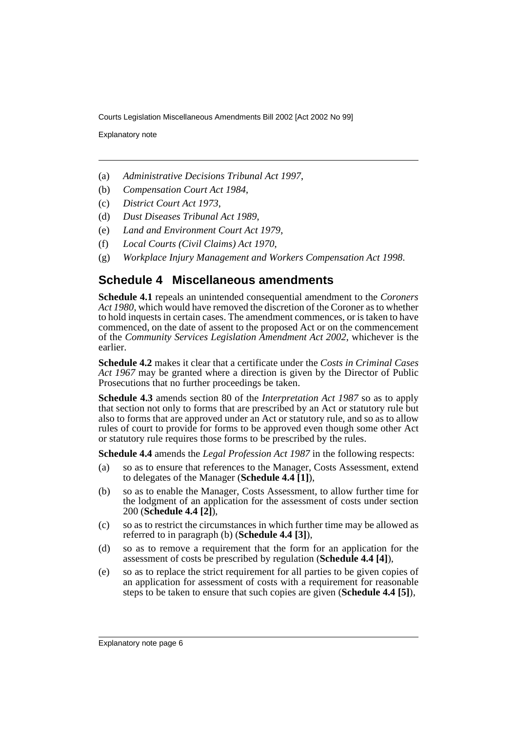(a) *Administrative Decisions Tribunal Act 1997*,

(b) *Compensation Court Act 1984*,

(c) *District Court Act 1973*,

(d) *Dust Diseases Tribunal Act 1989*,

(e) *Land and Environment Court Act 1979*,

(f) *Local Courts (Civil Claims) Act 1970*,

(g) *Workplace Injury Management and Workers Compensation Act 1998*.

## Schedule 4 Miscellaneous amendments

**Schedule 4.1** repeals an unintended consequential amendment to the *Coroners Act 1980*, which would have removed the discretion of the Coroner as to whether to hold inquests in certain cases. The amendment commences, or is taken to have commenced, on the date of assent to the proposed Act or on the commencement of the *Community Services Legislation Amendment Act 2002*, whichever is the earlier.

**Schedule 4.2** makes it clear that a certificate under the *Costs in Criminal Cases Act 1967* may be granted where a direction is given by the Director of Public Prosecutions that no further proceedings be taken.

**Schedule 4.3** amends section 80 of the *Interpretation Act 1987* so as to apply that section not only to forms that are prescribed by an Act or statutory rule but also to forms that are approved under an Act or statutory rule, and so as to allow rules of court to provide for forms to be approved even though some other Act or statutory rule requires those forms to be prescribed by the rules.

**Schedule 4.4** amends the *Legal Profession Act 1987* in the following respects:

(a) so as to ensure that references to the Manager, Costs Assessment, extend to delegates of the Manager (**Schedule 4.4 [1]**),

(b) so as to enable the Manager, Costs Assessment, to allow further time for the lodgment of an application for the assessment of costs under section 200 (**Schedule 4.4 [2]**),

(c) so as to restrict the circumstances in which further time may be allowed as referred to in paragraph (b) (**Schedule 4.4 [3]**),

(d) so as to remove a requirement that the form for an application for the assessment of costs be prescribed by regulation (**Schedule 4.4 [4]**),

(e) so as to replace the strict requirement for all parties to be given copies of an application for assessment of costs with a requirement for reasonable steps to be taken to ensure that such copies are given (**Schedule 4.4 [5]**),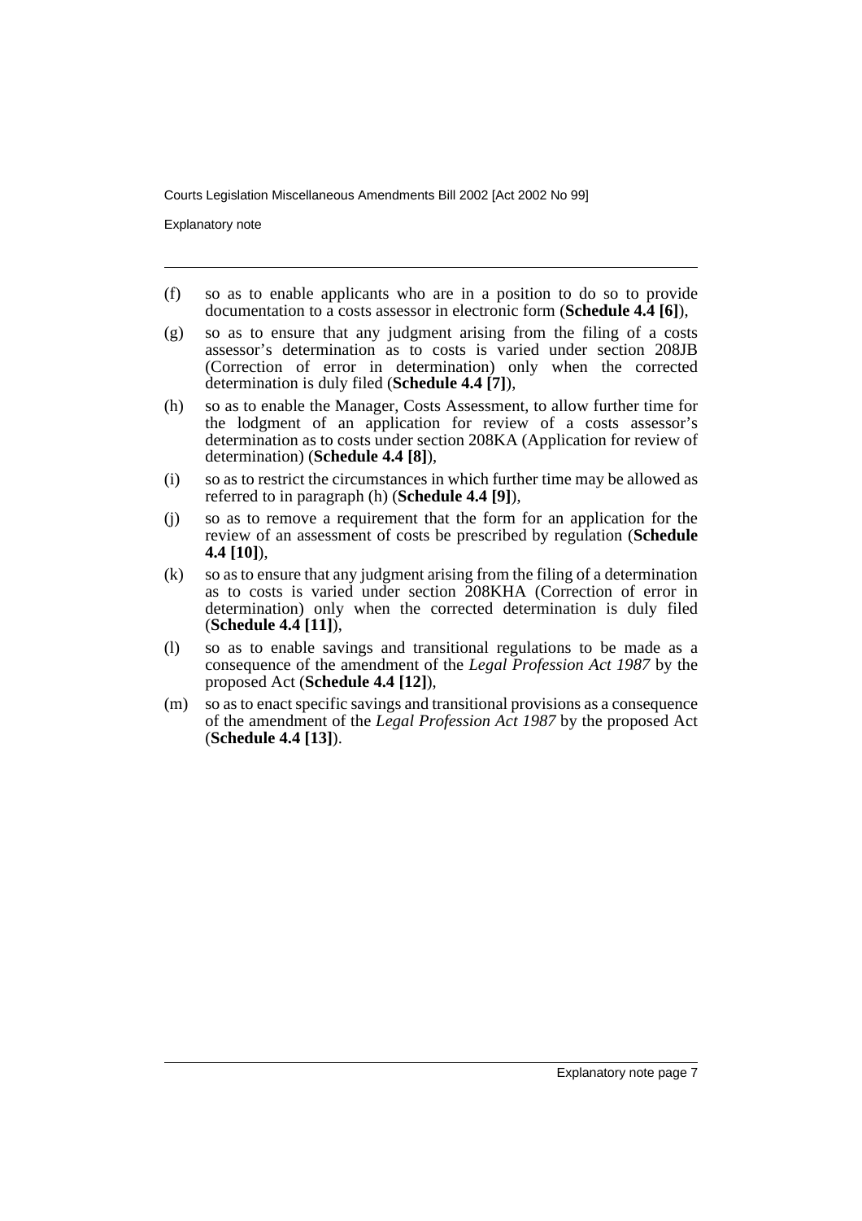(f) so as to enable applicants who are in a position to do so to provide documentation to a costs assessor in electronic form (**Schedule 4.4 [6]**),

(g) so as to ensure that any judgment arising from the filing of a costs assessor's determination as to costs is varied under section 208JB (Correction of error in determination) only when the corrected determination is duly filed (**Schedule 4.4 [7]**),

(h) so as to enable the Manager, Costs Assessment, to allow further time for the lodgment of an application for review of a costs assessor's determination as to costs under section 208KA (Application for review of determination) (**Schedule 4.4 [8]**),

(i) so as to restrict the circumstances in which further time may be allowed as referred to in paragraph (h) (**Schedule 4.4 [9]**),

(j) so as to remove a requirement that the form for an application for the review of an assessment of costs be prescribed by regulation (**Schedule 4.4 [10]**),

(k) so as to ensure that any judgment arising from the filing of a determination as to costs is varied under section 208KHA (Correction of error in determination) only when the corrected determination is duly filed (**Schedule 4.4 [11]**),

(l) so as to enable savings and transitional regulations to be made as a consequence of the amendment of the *Legal Profession Act 1987* by the proposed Act (**Schedule 4.4 [12]**),

(m) so as to enact specific savings and transitional provisions as a consequence of the amendment of the *Legal Profession Act 1987* by the proposed Act (**Schedule 4.4 [13]**).